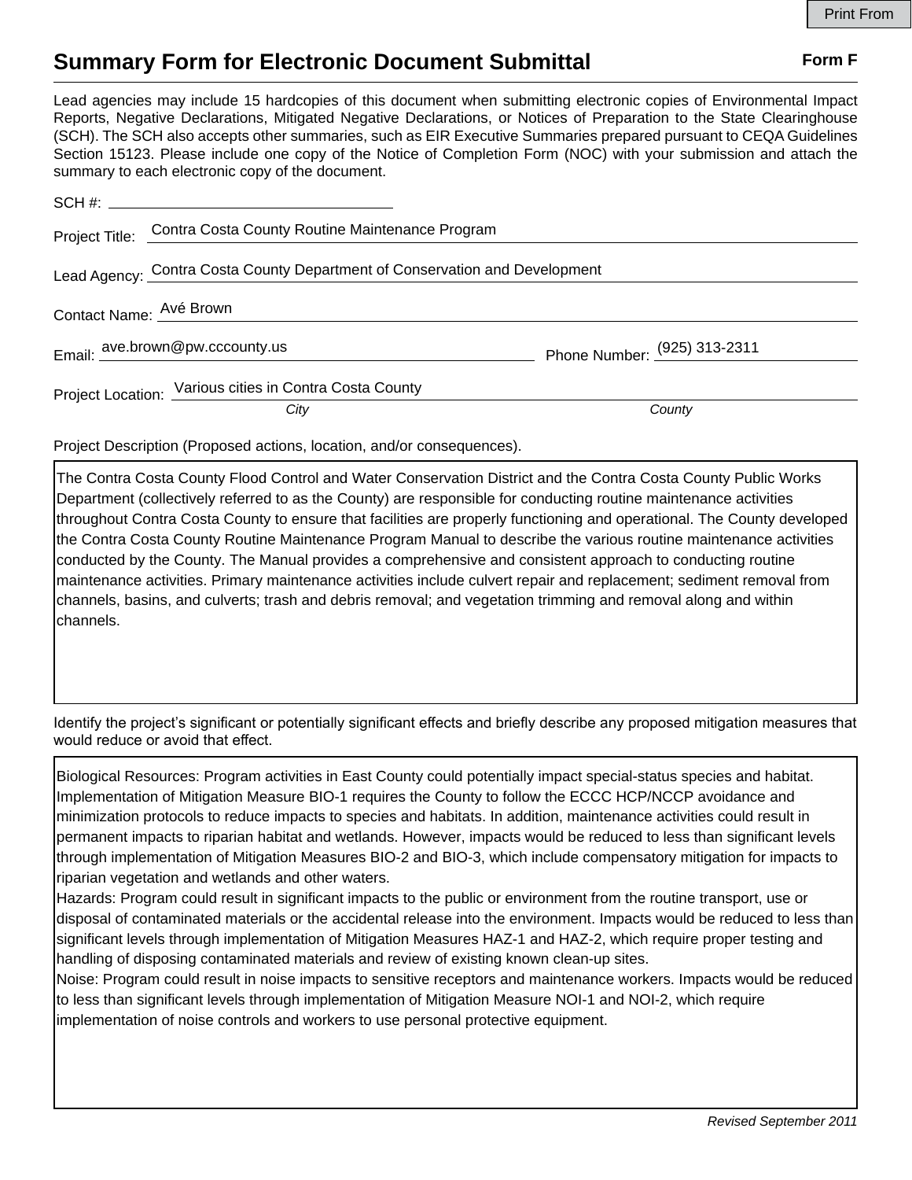Print From

# Summary Form for Electronic Document Submittal

**Form F**

Lead agencies may include 15 hardcopies of this document when submitting electronic copies of Environmental Impact Reports, Negative Declarations, Mitigated Negative Declarations, or Notices of Preparation to the State Clearinghouse (SCH). The SCH also accepts other summaries, such as EIR Executive Summaries prepared pursuant to CEQA Guidelines Section 15123. Please include one copy of the Notice of Completion Form (NOC) with your submission and attach the summary to each electronic copy of the document.

SCH #: 

Project Title: Contra Costa County Routine Maintenance Program

Lead Agency: Contra Costa County Department of Conservation and Development

Contact Name: Avé Brown

Email: ave.brown@pw.cccounty.us    Phone Number: (925) 313-2311

Project Location: Various cities in Contra Costa County

*City*    *County*

Project Description (Proposed actions, location, and/or consequences).

The Contra Costa County Flood Control and Water Conservation District and the Contra Costa County Public Works Department (collectively referred to as the County) are responsible for conducting routine maintenance activities throughout Contra Costa County to ensure that facilities are properly functioning and operational. The County developed the Contra Costa County Routine Maintenance Program Manual to describe the various routine maintenance activities conducted by the County. The Manual provides a comprehensive and consistent approach to conducting routine maintenance activities. Primary maintenance activities include culvert repair and replacement; sediment removal from channels, basins, and culverts; trash and debris removal; and vegetation trimming and removal along and within channels.

Identify the project's significant or potentially significant effects and briefly describe any proposed mitigation measures that would reduce or avoid that effect.

Biological Resources: Program activities in East County could potentially impact special-status species and habitat. Implementation of Mitigation Measure BIO-1 requires the County to follow the ECCC HCP/NCCP avoidance and minimization protocols to reduce impacts to species and habitats. In addition, maintenance activities could result in permanent impacts to riparian habitat and wetlands. However, impacts would be reduced to less than significant levels through implementation of Mitigation Measures BIO-2 and BIO-3, which include compensatory mitigation for impacts to riparian vegetation and wetlands and other waters.
Hazards: Program could result in significant impacts to the public or environment from the routine transport, use or disposal of contaminated materials or the accidental release into the environment. Impacts would be reduced to less than significant levels through implementation of Mitigation Measures HAZ-1 and HAZ-2, which require proper testing and handling of disposing contaminated materials and review of existing known clean-up sites.
Noise: Program could result in noise impacts to sensitive receptors and maintenance workers. Impacts would be reduced to less than significant levels through implementation of Mitigation Measure NOI-1 and NOI-2, which require implementation of noise controls and workers to use personal protective equipment.

*Revised September 2011*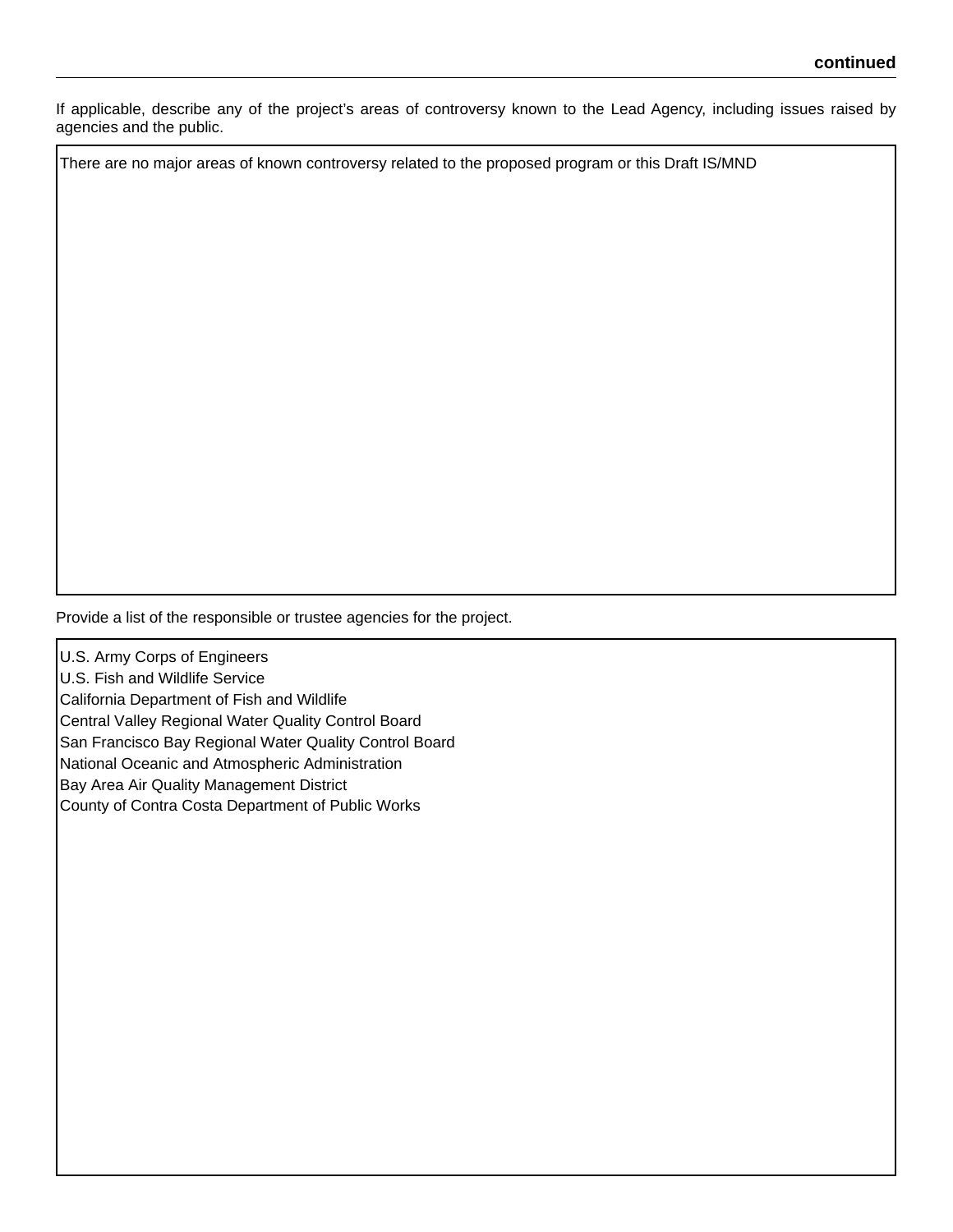**continued**

If applicable, describe any of the project's areas of controversy known to the Lead Agency, including issues raised by agencies and the public.

There are no major areas of known controversy related to the proposed program or this Draft IS/MND

Provide a list of the responsible or trustee agencies for the project.

U.S. Army Corps of Engineers
U.S. Fish and Wildlife Service
California Department of Fish and Wildlife
Central Valley Regional Water Quality Control Board
San Francisco Bay Regional Water Quality Control Board
National Oceanic and Atmospheric Administration
Bay Area Air Quality Management District
County of Contra Costa Department of Public Works